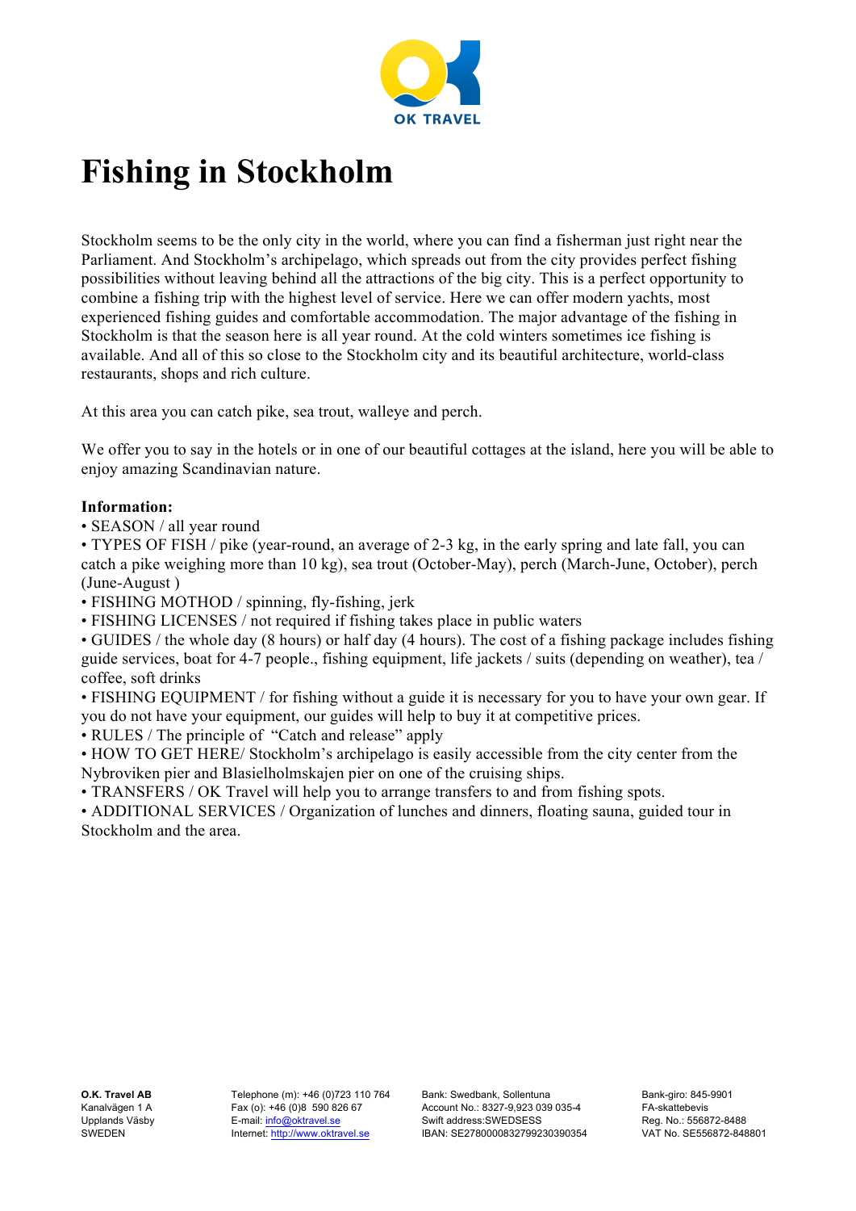OK TRAVEL

# Fishing in Stockholm

Stockholm seems to be the only city in the world, where you can find a fisherman just right near the Parliament. And Stockholm's archipelago, which spreads out from the city provides perfect fishing possibilities without leaving behind all the attractions of the big city. This is a perfect opportunity to combine a fishing trip with the highest level of service. Here we can offer modern yachts, most experienced fishing guides and comfortable accommodation. The major advantage of the fishing in Stockholm is that the season here is all year round. At the cold winters sometimes ice fishing is available. And all of this so close to the Stockholm city and its beautiful architecture, world-class restaurants, shops and rich culture.

At this area you can catch pike, sea trout, walleye and perch.

We offer you to say in the hotels or in one of our beautiful cottages at the island, here you will be able to enjoy amazing Scandinavian nature.

**Information:**

- SEASON / all year round
- TYPES OF FISH / pike (year-round, an average of 2-3 kg, in the early spring and late fall, you can catch a pike weighing more than 10 kg), sea trout (October-May), perch (March-June, October), perch (June-August )
- FISHING MOTHOD / spinning, fly-fishing, jerk
- FISHING LICENSES / not required if fishing takes place in public waters
- GUIDES / the whole day (8 hours) or half day (4 hours). The cost of a fishing package includes fishing guide services, boat for 4-7 people., fishing equipment, life jackets / suits (depending on weather), tea / coffee, soft drinks
- FISHING EQUIPMENT / for fishing without a guide it is necessary for you to have your own gear. If you do not have your equipment, our guides will help to buy it at competitive prices.
- RULES / The principle of "Catch and release" apply
- HOW TO GET HERE/ Stockholm's archipelago is easily accessible from the city center from the Nybroviken pier and Blasielholmskajen pier on one of the cruising ships.
- TRANSFERS / OK Travel will help you to arrange transfers to and from fishing spots.
- ADDITIONAL SERVICES / Organization of lunches and dinners, floating sauna, guided tour in Stockholm and the area.

**O.K. Travel AB**
Kanalvägen 1 A
Upplands Väsby
SWEDEN

Telephone (m): +46 (0)723 110 764
Fax (o): +46 (0)8 590 826 67
E-mail: info@oktravel.se
Internet: http://www.oktravel.se

Bank: Swedbank, Sollentuna
Account No.: 8327-9,923 039 035-4
Swift address:SWEDSESS
IBAN: SE2780000832799230390354

Bank-giro: 845-9901
FA-skattebevis
Reg. No.: 556872-8488
VAT No. SE556872-848801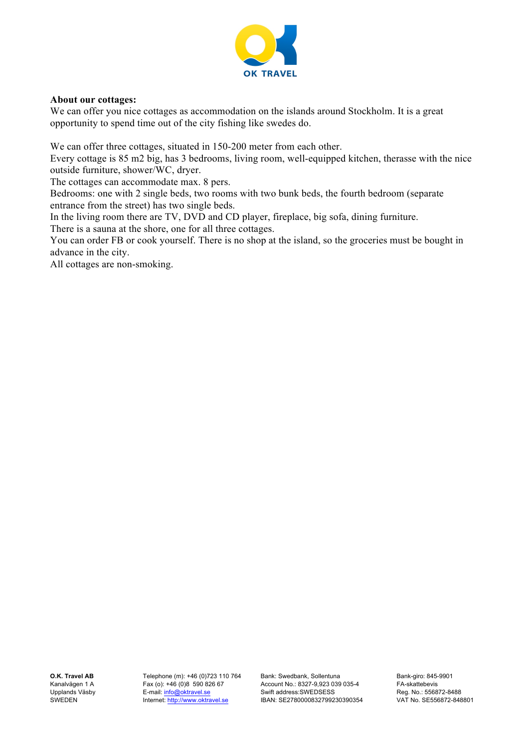**About our cottages:**

We can offer you nice cottages as accommodation on the islands around Stockholm. It is a great opportunity to spend time out of the city fishing like swedes do.

We can offer three cottages, situated in 150-200 meter from each other.
Every cottage is 85 m2 big, has 3 bedrooms, living room, well-equipped kitchen, therasse with the nice outside furniture, shower/WC, dryer.
The cottages can accommodate max. 8 pers.
Bedrooms: one with 2 single beds, two rooms with two bunk beds, the fourth bedroom (separate entrance from the street) has two single beds.
In the living room there are TV, DVD and CD player, fireplace, big sofa, dining furniture.
There is a sauna at the shore, one for all three cottages.
You can order FB or cook yourself. There is no shop at the island, so the groceries must be bought in advance in the city.
All cottages are non-smoking.